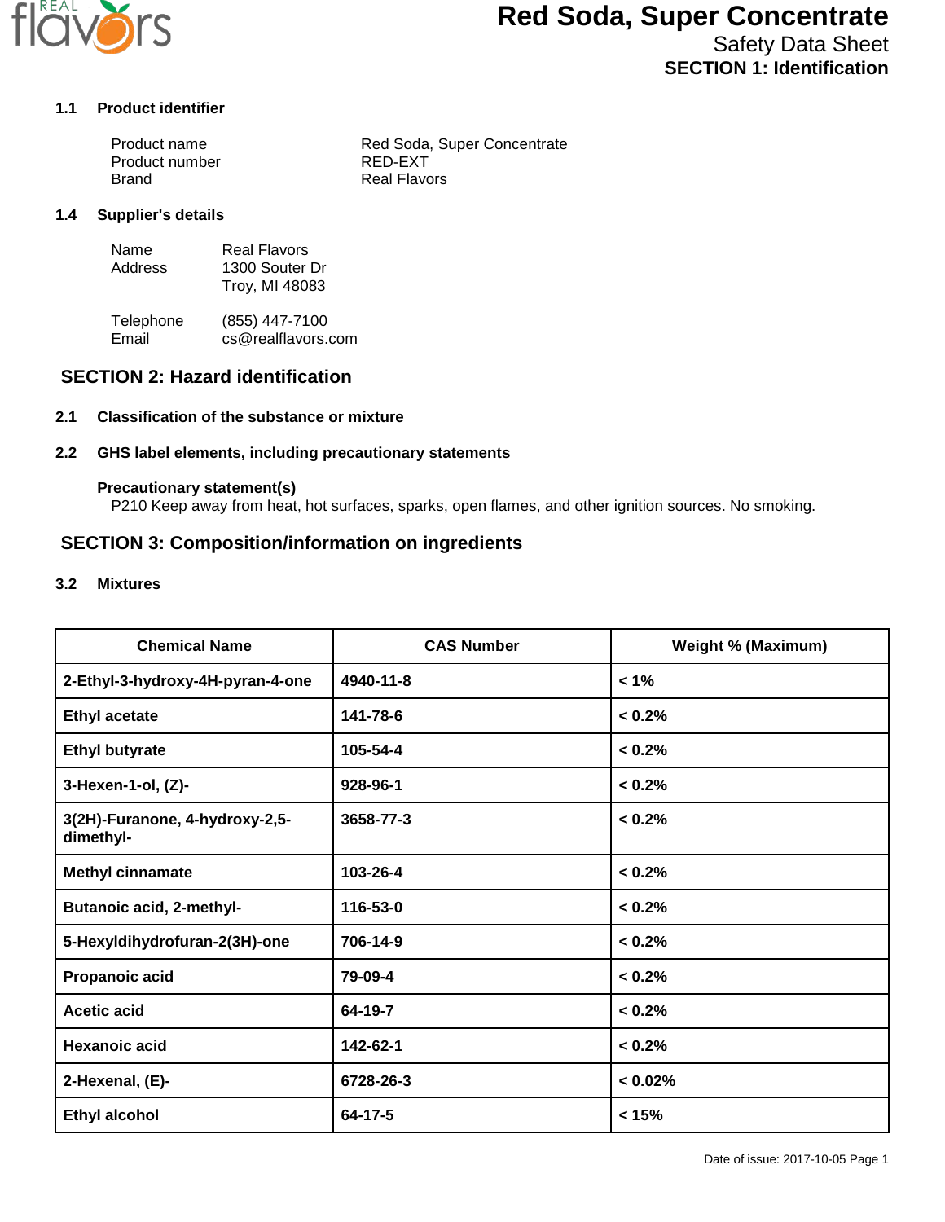# Red Soda, Super Concentrate

Safety Data Sheet

## SECTION 1: Identification

### 1.1 Product identifier

| | |
|---|---|
| Product name | Red Soda, Super Concentrate |
| Product number | RED-EXT |
| Brand | Real Flavors |

### 1.4 Supplier's details

Name: Real Flavors

Address: 1300 Souter Dr
Troy, MI 48083

Telephone: (855) 447-7100

Email: cs@realflavors.com

## SECTION 2: Hazard identification

### 2.1 Classification of the substance or mixture

### 2.2 GHS label elements, including precautionary statements

**Precautionary statement(s)**

P210 Keep away from heat, hot surfaces, sparks, open flames, and other ignition sources. No smoking.

## SECTION 3: Composition/information on ingredients

### 3.2 Mixtures

| Chemical Name | CAS Number | Weight % (Maximum) |
|---|---|---|
| 2-Ethyl-3-hydroxy-4H-pyran-4-one | 4940-11-8 | < 1% |
| Ethyl acetate | 141-78-6 | < 0.2% |
| Ethyl butyrate | 105-54-4 | < 0.2% |
| 3-Hexen-1-ol, (Z)- | 928-96-1 | < 0.2% |
| 3(2H)-Furanone, 4-hydroxy-2,5-dimethyl- | 3658-77-3 | < 0.2% |
| Methyl cinnamate | 103-26-4 | < 0.2% |
| Butanoic acid, 2-methyl- | 116-53-0 | < 0.2% |
| 5-Hexyldihydrofuran-2(3H)-one | 706-14-9 | < 0.2% |
| Propanoic acid | 79-09-4 | < 0.2% |
| Acetic acid | 64-19-7 | < 0.2% |
| Hexanoic acid | 142-62-1 | < 0.2% |
| 2-Hexenal, (E)- | 6728-26-3 | < 0.02% |
| Ethyl alcohol | 64-17-5 | < 15% |

Date of issue: 2017-10-05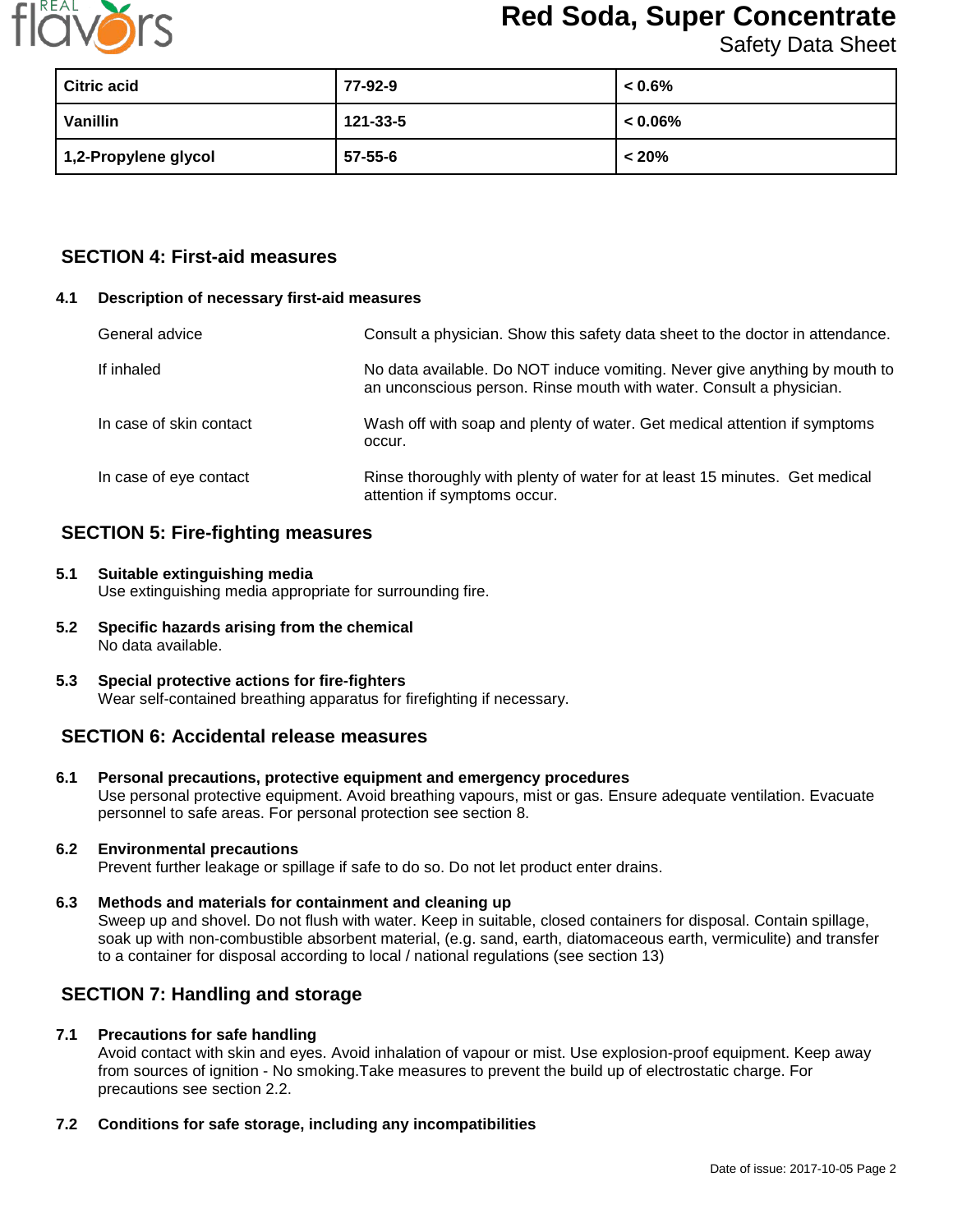| Citric acid | 77-92-9 | < 0.6% |
|---|---|---|
| Vanillin | 121-33-5 | < 0.06% |
| 1,2-Propylene glycol | 57-55-6 | < 20% |

## SECTION 4: First-aid measures

### 4.1 Description of necessary first-aid measures

| | |
|---|---|
| General advice | Consult a physician. Show this safety data sheet to the doctor in attendance. |
| If inhaled | No data available. Do NOT induce vomiting. Never give anything by mouth to an unconscious person. Rinse mouth with water. Consult a physician. |
| In case of skin contact | Wash off with soap and plenty of water. Get medical attention if symptoms occur. |
| In case of eye contact | Rinse thoroughly with plenty of water for at least 15 minutes. Get medical attention if symptoms occur. |

## SECTION 5: Fire-fighting measures

### 5.1 Suitable extinguishing media

Use extinguishing media appropriate for surrounding fire.

### 5.2 Specific hazards arising from the chemical

No data available.

### 5.3 Special protective actions for fire-fighters

Wear self-contained breathing apparatus for firefighting if necessary.

## SECTION 6: Accidental release measures

### 6.1 Personal precautions, protective equipment and emergency procedures

Use personal protective equipment. Avoid breathing vapours, mist or gas. Ensure adequate ventilation. Evacuate personnel to safe areas. For personal protection see section 8.

### 6.2 Environmental precautions

Prevent further leakage or spillage if safe to do so. Do not let product enter drains.

### 6.3 Methods and materials for containment and cleaning up

Sweep up and shovel. Do not flush with water. Keep in suitable, closed containers for disposal. Contain spillage, soak up with non-combustible absorbent material, (e.g. sand, earth, diatomaceous earth, vermiculite) and transfer to a container for disposal according to local / national regulations (see section 13)

## SECTION 7: Handling and storage

### 7.1 Precautions for safe handling

Avoid contact with skin and eyes. Avoid inhalation of vapour or mist. Use explosion-proof equipment. Keep away from sources of ignition - No smoking.Take measures to prevent the build up of electrostatic charge. For precautions see section 2.2.

### 7.2 Conditions for safe storage, including any incompatibilities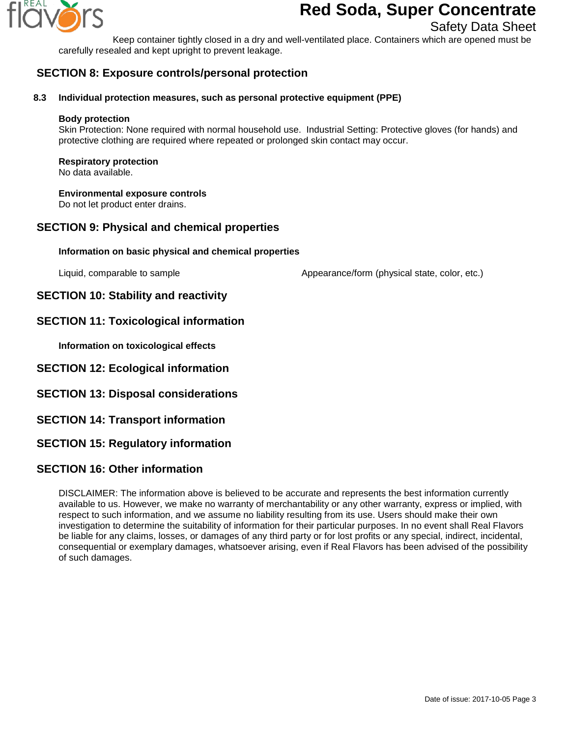Keep container tightly closed in a dry and well-ventilated place. Containers which are opened must be carefully resealed and kept upright to prevent leakage.

## SECTION 8: Exposure controls/personal protection

### 8.3 Individual protection measures, such as personal protective equipment (PPE)

**Body protection**
Skin Protection: None required with normal household use. Industrial Setting: Protective gloves (for hands) and protective clothing are required where repeated or prolonged skin contact may occur.

**Respiratory protection**
No data available.

**Environmental exposure controls**
Do not let product enter drains.

## SECTION 9: Physical and chemical properties

**Information on basic physical and chemical properties**

| | |
|---|---|
| Liquid, comparable to sample | Appearance/form (physical state, color, etc.) |

## SECTION 10: Stability and reactivity

## SECTION 11: Toxicological information

**Information on toxicological effects**

## SECTION 12: Ecological information

## SECTION 13: Disposal considerations

## SECTION 14: Transport information

## SECTION 15: Regulatory information

## SECTION 16: Other information

DISCLAIMER: The information above is believed to be accurate and represents the best information currently available to us. However, we make no warranty of merchantability or any other warranty, express or implied, with respect to such information, and we assume no liability resulting from its use. Users should make their own investigation to determine the suitability of information for their particular purposes. In no event shall Real Flavors be liable for any claims, losses, or damages of any third party or for lost profits or any special, indirect, incidental, consequential or exemplary damages, whatsoever arising, even if Real Flavors has been advised of the possibility of such damages.